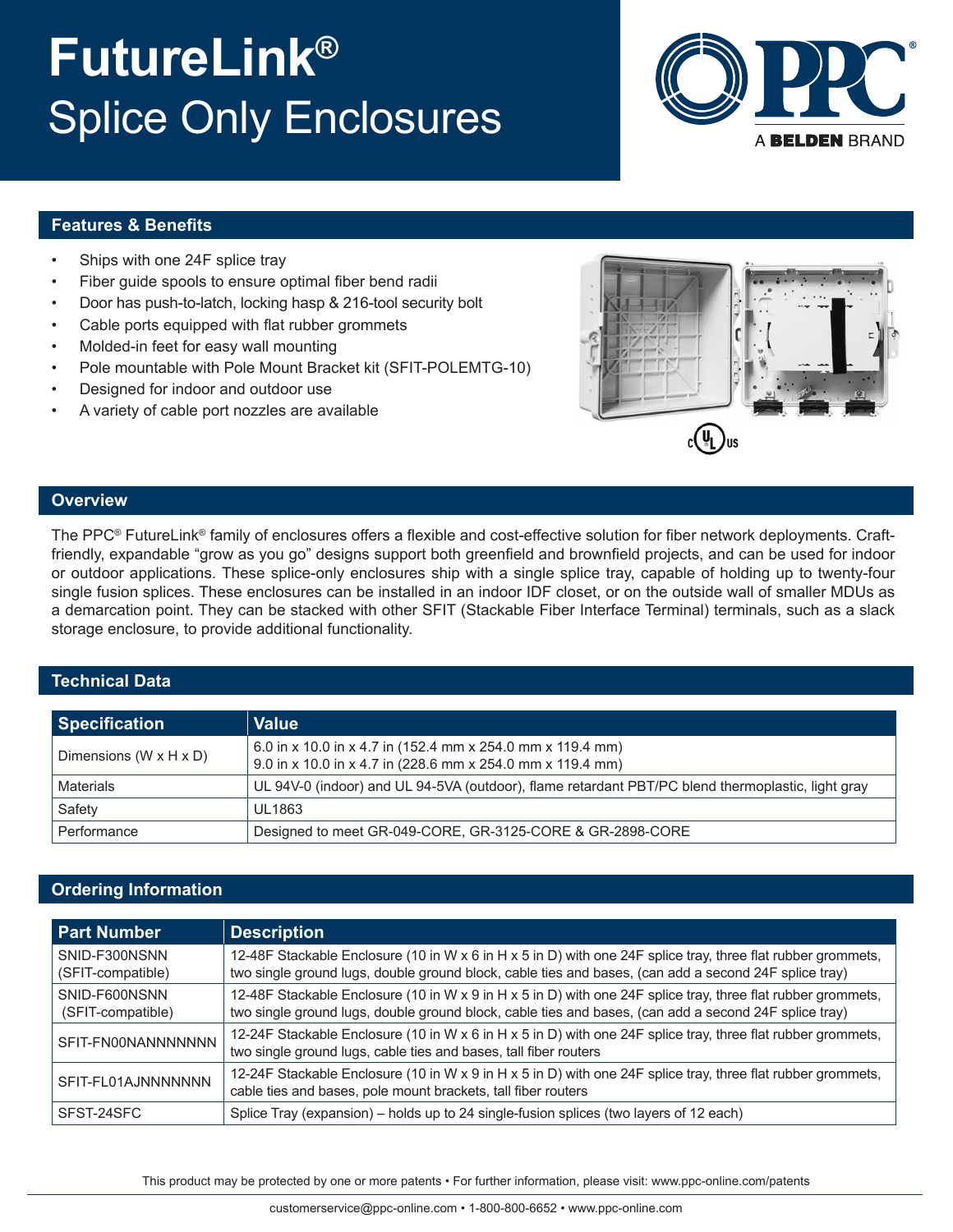# FutureLink®

## Splice Only Enclosures

PPC® A BELDEN BRAND

## Features & Benefits

- Ships with one 24F splice tray
- Fiber guide spools to ensure optimal fiber bend radii
- Door has push-to-latch, locking hasp & 216-tool security bolt
- Cable ports equipped with flat rubber grommets
- Molded-in feet for easy wall mounting
- Pole mountable with Pole Mount Bracket kit (SFIT-POLEMTG-10)
- Designed for indoor and outdoor use
- A variety of cable port nozzles are available

## Overview

The PPC® FutureLink® family of enclosures offers a flexible and cost-effective solution for fiber network deployments. Craft-friendly, expandable “grow as you go” designs support both greenfield and brownfield projects, and can be used for indoor or outdoor applications. These splice-only enclosures ship with a single splice tray, capable of holding up to twenty-four single fusion splices. These enclosures can be installed in an indoor IDF closet, or on the outside wall of smaller MDUs as a demarcation point. They can be stacked with other SFIT (Stackable Fiber Interface Terminal) terminals, such as a slack storage enclosure, to provide additional functionality.

## Technical Data

| Specification | Value |
|---|---|
| Dimensions (W x H x D) | 6.0 in x 10.0 in x 4.7 in (152.4 mm x 254.0 mm x 119.4 mm)<br>9.0 in x 10.0 in x 4.7 in (228.6 mm x 254.0 mm x 119.4 mm) |
| Materials | UL 94V-0 (indoor) and UL 94-5VA (outdoor), flame retardant PBT/PC blend thermoplastic, light gray |
| Safety | UL1863 |
| Performance | Designed to meet GR-049-CORE, GR-3125-CORE & GR-2898-CORE |

## Ordering Information

| Part Number | Description |
|---|---|
| SNID-F300NSNN (SFIT-compatible) | 12-48F Stackable Enclosure (10 in W x 6 in H x 5 in D) with one 24F splice tray, three flat rubber grommets, two single ground lugs, double ground block, cable ties and bases, (can add a second 24F splice tray) |
| SNID-F600NSNN (SFIT-compatible) | 12-48F Stackable Enclosure (10 in W x 9 in H x 5 in D) with one 24F splice tray, three flat rubber grommets, two single ground lugs, double ground block, cable ties and bases, (can add a second 24F splice tray) |
| SFIT-FN00NANNNNNNN | 12-24F Stackable Enclosure (10 in W x 6 in H x 5 in D) with one 24F splice tray, three flat rubber grommets, two single ground lugs, cable ties and bases, tall fiber routers |
| SFIT-FL01AJNNNNNNN | 12-24F Stackable Enclosure (10 in W x 9 in H x 5 in D) with one 24F splice tray, three flat rubber grommets, cable ties and bases, pole mount brackets, tall fiber routers |
| SFST-24SFC | Splice Tray (expansion) – holds up to 24 single-fusion splices (two layers of 12 each) |

This product may be protected by one or more patents • For further information, please visit: www.ppc-online.com/patents

customerservice@ppc-online.com • 1-800-800-6652 • www.ppc-online.com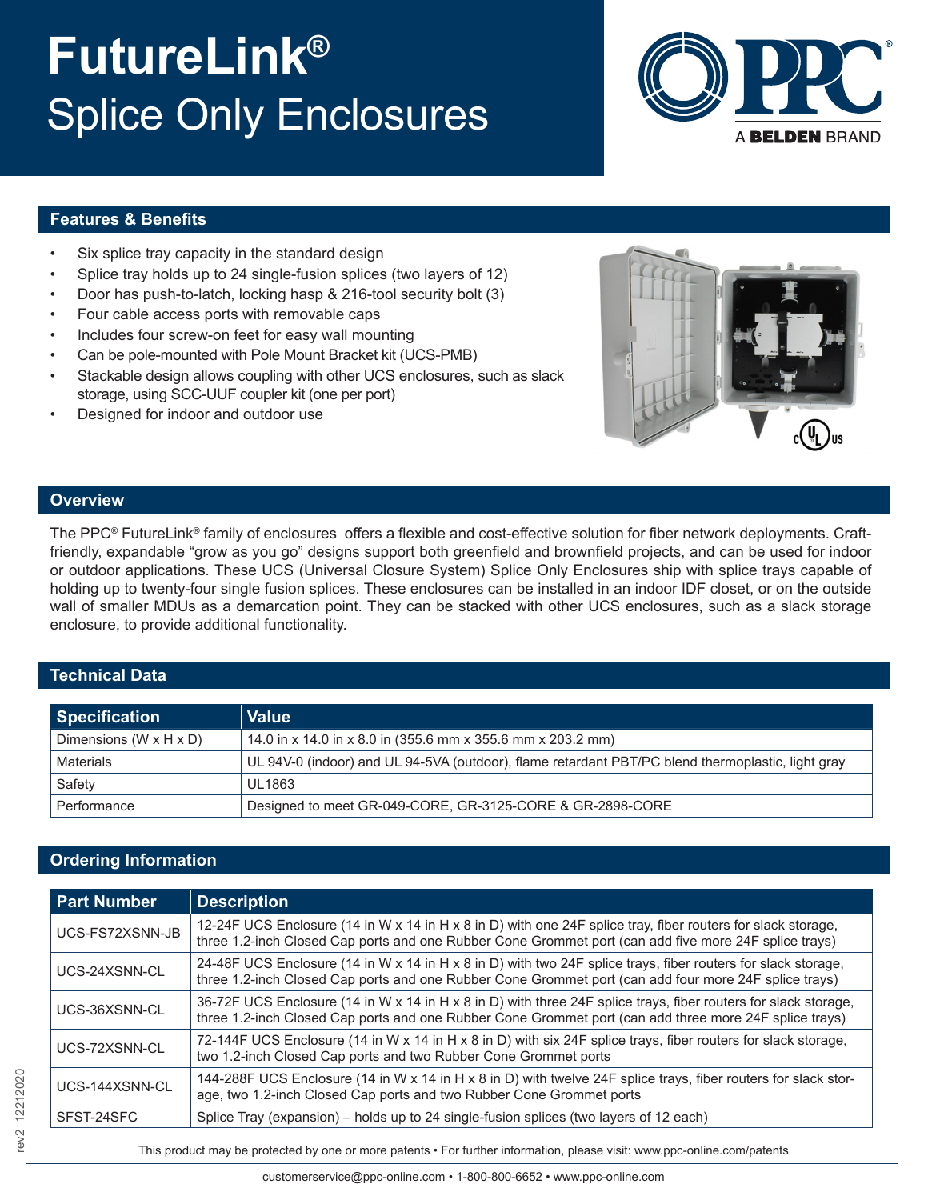# FutureLink®
## Splice Only Enclosures

A BELDEN BRAND

## Features & Benefits

- Six splice tray capacity in the standard design
- Splice tray holds up to 24 single-fusion splices (two layers of 12)
- Door has push-to-latch, locking hasp & 216-tool security bolt (3)
- Four cable access ports with removable caps
- Includes four screw-on feet for easy wall mounting
- Can be pole-mounted with Pole Mount Bracket kit (UCS-PMB)
- Stackable design allows coupling with other UCS enclosures, such as slack storage, using SCC-UUF coupler kit (one per port)
- Designed for indoor and outdoor use

## Overview

The PPC® FutureLink® family of enclosures offers a flexible and cost-effective solution for fiber network deployments. Craft-friendly, expandable "grow as you go" designs support both greenfield and brownfield projects, and can be used for indoor or outdoor applications. These UCS (Universal Closure System) Splice Only Enclosures ship with splice trays capable of holding up to twenty-four single fusion splices. These enclosures can be installed in an indoor IDF closet, or on the outside wall of smaller MDUs as a demarcation point. They can be stacked with other UCS enclosures, such as a slack storage enclosure, to provide additional functionality.

## Technical Data

| Specification | Value |
|---|---|
| Dimensions (W x H x D) | 14.0 in x 14.0 in x 8.0 in (355.6 mm x 355.6 mm x 203.2 mm) |
| Materials | UL 94V-0 (indoor) and UL 94-5VA (outdoor), flame retardant PBT/PC blend thermoplastic, light gray |
| Safety | UL1863 |
| Performance | Designed to meet GR-049-CORE, GR-3125-CORE & GR-2898-CORE |

## Ordering Information

| Part Number | Description |
|---|---|
| UCS-FS72XSNN-JB | 12-24F UCS Enclosure (14 in W x 14 in H x 8 in D) with one 24F splice tray, fiber routers for slack storage, three 1.2-inch Closed Cap ports and one Rubber Cone Grommet port (can add five more 24F splice trays) |
| UCS-24XSNN-CL | 24-48F UCS Enclosure (14 in W x 14 in H x 8 in D) with two 24F splice trays, fiber routers for slack storage, three 1.2-inch Closed Cap ports and one Rubber Cone Grommet port (can add four more 24F splice trays) |
| UCS-36XSNN-CL | 36-72F UCS Enclosure (14 in W x 14 in H x 8 in D) with three 24F splice trays, fiber routers for slack storage, three 1.2-inch Closed Cap ports and one Rubber Cone Grommet port (can add three more 24F splice trays) |
| UCS-72XSNN-CL | 72-144F UCS Enclosure (14 in W x 14 in H x 8 in D) with six 24F splice trays, fiber routers for slack storage, two 1.2-inch Closed Cap ports and two Rubber Cone Grommet ports |
| UCS-144XSNN-CL | 144-288F UCS Enclosure (14 in W x 14 in H x 8 in D) with twelve 24F splice trays, fiber routers for slack storage, two 1.2-inch Closed Cap ports and two Rubber Cone Grommet ports |
| SFST-24SFC | Splice Tray (expansion) – holds up to 24 single-fusion splices (two layers of 12 each) |

rev2_12212020

This product may be protected by one or more patents • For further information, please visit: www.ppc-online.com/patents

customerservice@ppc-online.com • 1-800-800-6652 • www.ppc-online.com